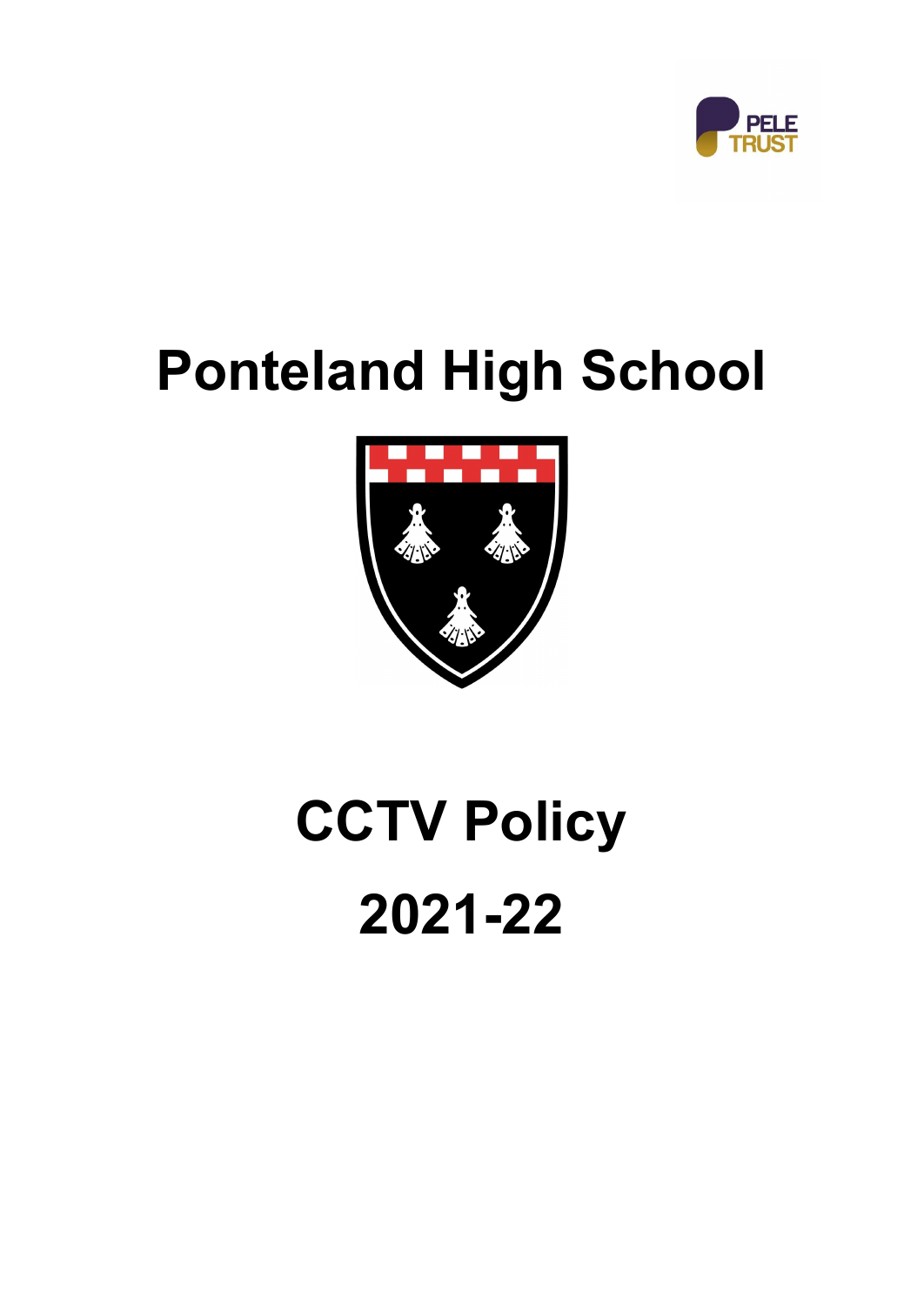PELE TRUST

# Ponteland High School

# CCTV Policy

# 2021-22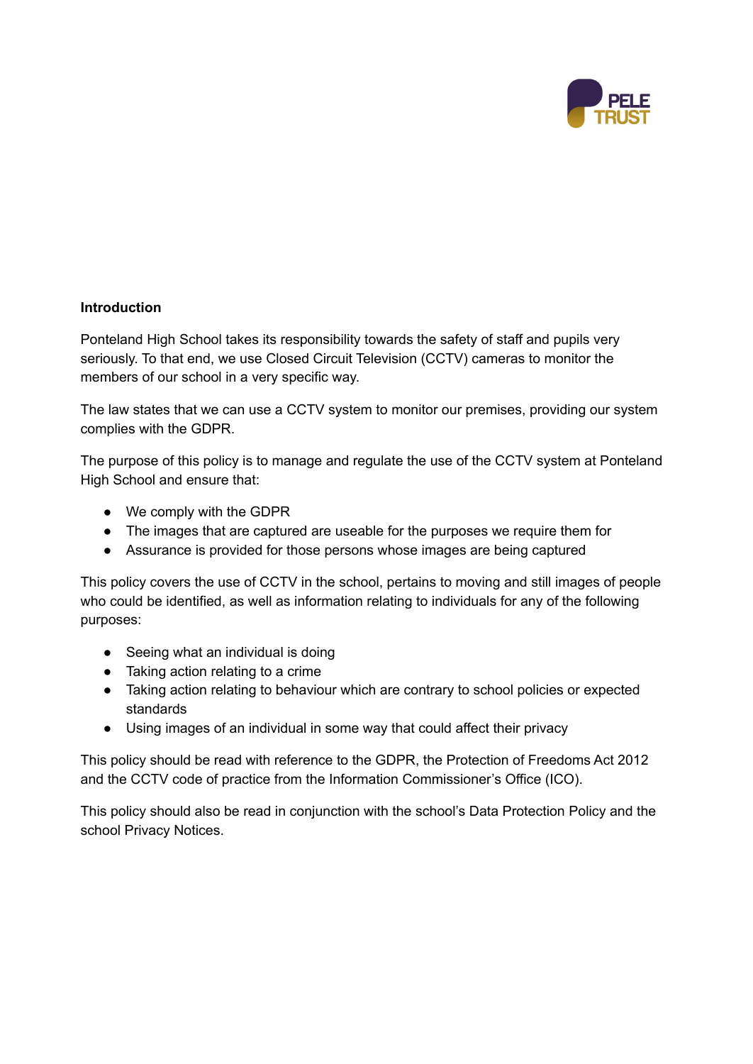## Introduction

Ponteland High School takes its responsibility towards the safety of staff and pupils very seriously. To that end, we use Closed Circuit Television (CCTV) cameras to monitor the members of our school in a very specific way.

The law states that we can use a CCTV system to monitor our premises, providing our system complies with the GDPR.

The purpose of this policy is to manage and regulate the use of the CCTV system at Ponteland High School and ensure that:

- We comply with the GDPR
- The images that are captured are useable for the purposes we require them for
- Assurance is provided for those persons whose images are being captured

This policy covers the use of CCTV in the school, pertains to moving and still images of people who could be identified, as well as information relating to individuals for any of the following purposes:

- Seeing what an individual is doing
- Taking action relating to a crime
- Taking action relating to behaviour which are contrary to school policies or expected standards
- Using images of an individual in some way that could affect their privacy

This policy should be read with reference to the GDPR, the Protection of Freedoms Act 2012 and the CCTV code of practice from the Information Commissioner's Office (ICO).

This policy should also be read in conjunction with the school's Data Protection Policy and the school Privacy Notices.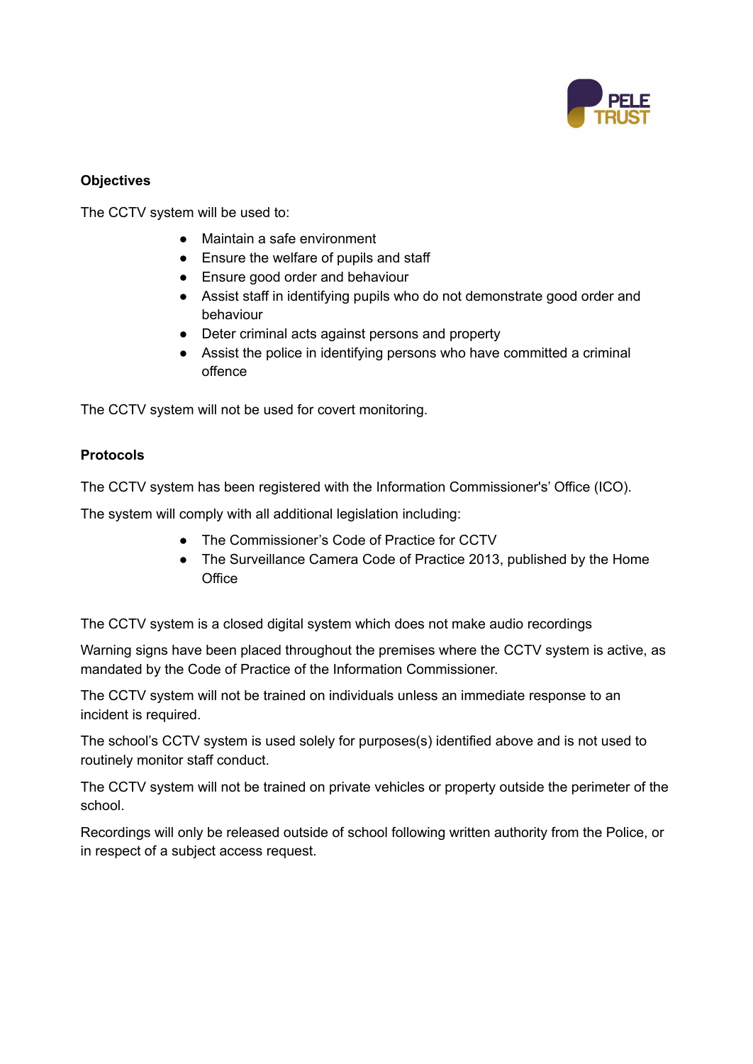**Objectives**

The CCTV system will be used to:

- Maintain a safe environment
- Ensure the welfare of pupils and staff
- Ensure good order and behaviour
- Assist staff in identifying pupils who do not demonstrate good order and behaviour
- Deter criminal acts against persons and property
- Assist the police in identifying persons who have committed a criminal offence

The CCTV system will not be used for covert monitoring.

**Protocols**

The CCTV system has been registered with the Information Commissioner's' Office (ICO).

The system will comply with all additional legislation including:

- The Commissioner's Code of Practice for CCTV
- The Surveillance Camera Code of Practice 2013, published by the Home Office

The CCTV system is a closed digital system which does not make audio recordings

Warning signs have been placed throughout the premises where the CCTV system is active, as mandated by the Code of Practice of the Information Commissioner.

The CCTV system will not be trained on individuals unless an immediate response to an incident is required.

The school's CCTV system is used solely for purposes(s) identified above and is not used to routinely monitor staff conduct.

The CCTV system will not be trained on private vehicles or property outside the perimeter of the school.

Recordings will only be released outside of school following written authority from the Police, or in respect of a subject access request.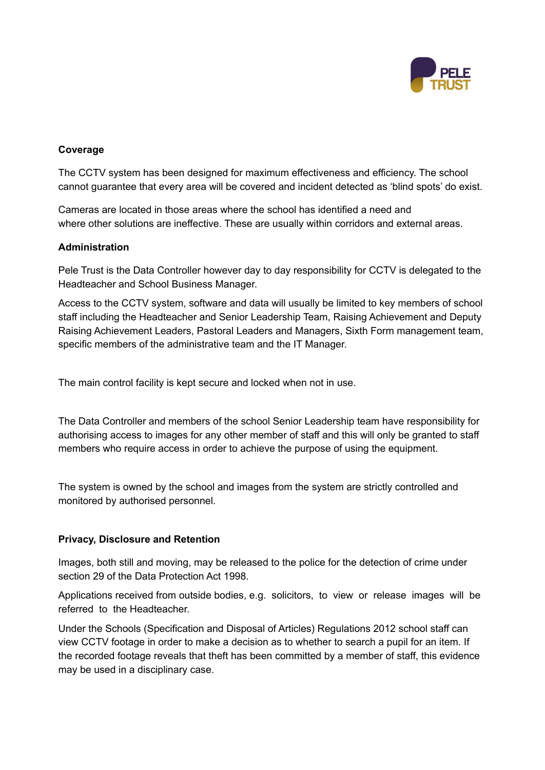**Coverage**

The CCTV system has been designed for maximum effectiveness and efficiency. The school cannot guarantee that every area will be covered and incident detected as 'blind spots' do exist.

Cameras are located in those areas where the school has identified a need and where other solutions are ineffective. These are usually within corridors and external areas.

**Administration**

Pele Trust is the Data Controller however day to day responsibility for CCTV is delegated to the Headteacher and School Business Manager.

Access to the CCTV system, software and data will usually be limited to key members of school staff including the Headteacher and Senior Leadership Team, Raising Achievement and Deputy Raising Achievement Leaders, Pastoral Leaders and Managers, Sixth Form management team, specific members of the administrative team and the IT Manager.

The main control facility is kept secure and locked when not in use.

The Data Controller and members of the school Senior Leadership team have responsibility for authorising access to images for any other member of staff and this will only be granted to staff members who require access in order to achieve the purpose of using the equipment.

The system is owned by the school and images from the system are strictly controlled and monitored by authorised personnel.

**Privacy, Disclosure and Retention**

Images, both still and moving, may be released to the police for the detection of crime under section 29 of the Data Protection Act 1998.

Applications received from outside bodies, e.g. solicitors, to view or release images will be referred to the Headteacher.

Under the Schools (Specification and Disposal of Articles) Regulations 2012 school staff can view CCTV footage in order to make a decision as to whether to search a pupil for an item. If the recorded footage reveals that theft has been committed by a member of staff, this evidence may be used in a disciplinary case.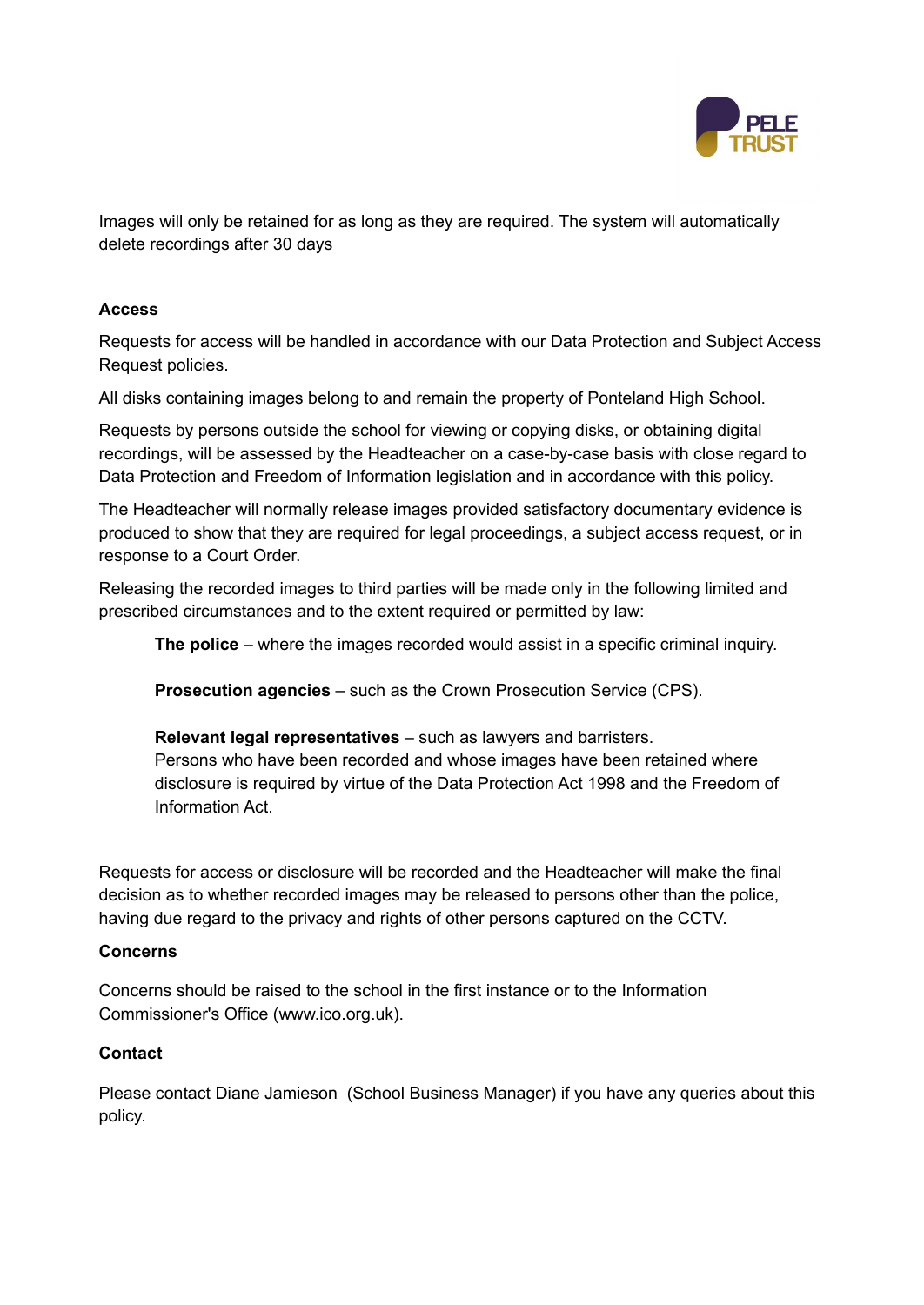Images will only be retained for as long as they are required. The system will automatically delete recordings after 30 days

**Access**

Requests for access will be handled in accordance with our Data Protection and Subject Access Request policies.

All disks containing images belong to and remain the property of Ponteland High School.

Requests by persons outside the school for viewing or copying disks, or obtaining digital recordings, will be assessed by the Headteacher on a case-by-case basis with close regard to Data Protection and Freedom of Information legislation and in accordance with this policy.

The Headteacher will normally release images provided satisfactory documentary evidence is produced to show that they are required for legal proceedings, a subject access request, or in response to a Court Order.

Releasing the recorded images to third parties will be made only in the following limited and prescribed circumstances and to the extent required or permitted by law:

**The police** – where the images recorded would assist in a specific criminal inquiry.

**Prosecution agencies** – such as the Crown Prosecution Service (CPS).

**Relevant legal representatives** – such as lawyers and barristers.
Persons who have been recorded and whose images have been retained where disclosure is required by virtue of the Data Protection Act 1998 and the Freedom of Information Act.

Requests for access or disclosure will be recorded and the Headteacher will make the final decision as to whether recorded images may be released to persons other than the police, having due regard to the privacy and rights of other persons captured on the CCTV.

**Concerns**

Concerns should be raised to the school in the first instance or to the Information Commissioner's Office (www.ico.org.uk).

**Contact**

Please contact Diane Jamieson (School Business Manager) if you have any queries about this policy.